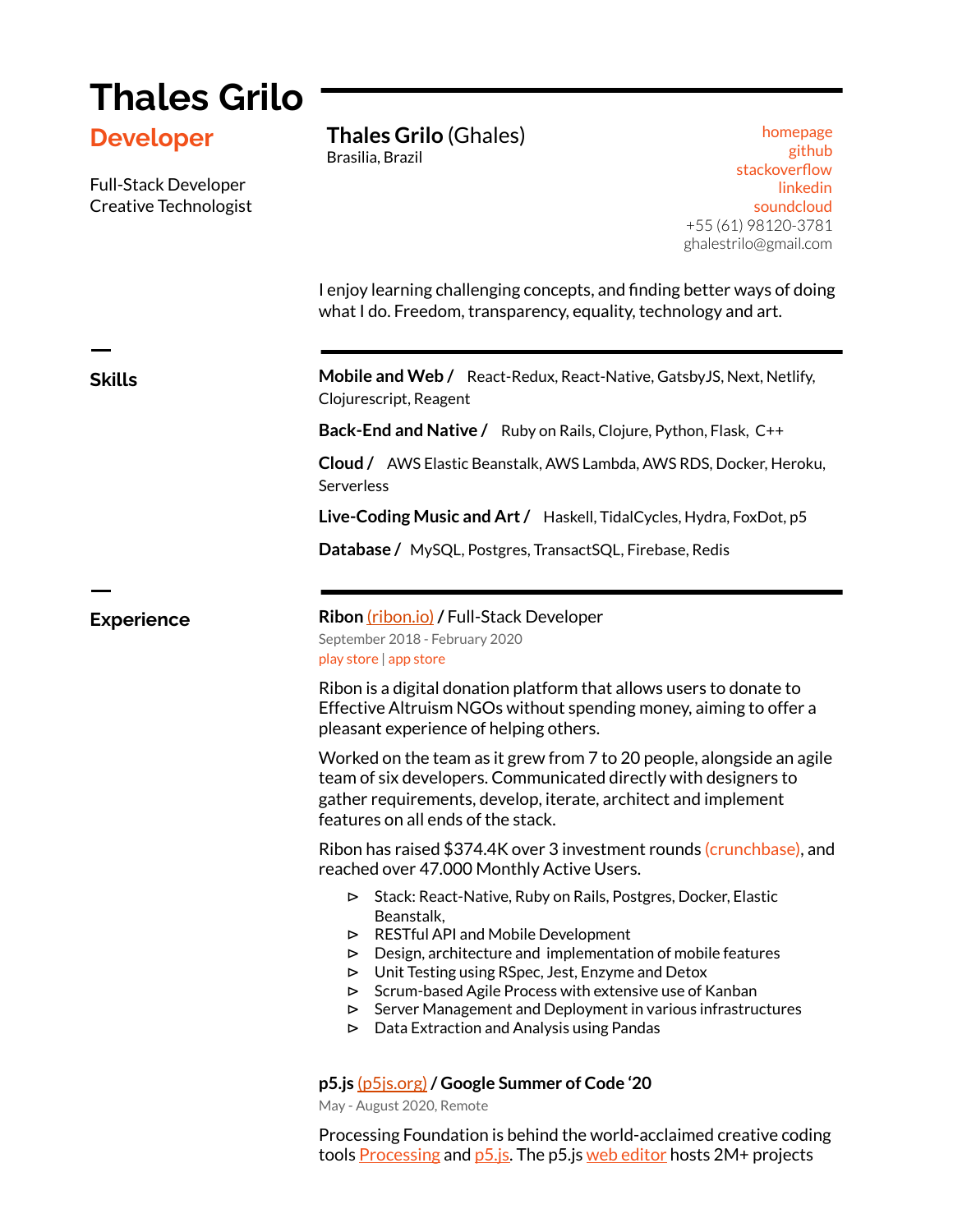# Thales Grilo

## Developer

Full-Stack Developer
Creative Technologist

**Thales Grilo** (Ghales)
Brasilia, Brazil

homepage
github
stackoverflow
linkedin
soundcloud
+55 (61) 98120-3781
ghalestrilo@gmail.com

I enjoy learning challenging concepts, and finding better ways of doing what I do. Freedom, transparency, equality, technology and art.

## Skills

**Mobile and Web /** React-Redux, React-Native, GatsbyJS, Next, Netlify, Clojurescript, Reagent

**Back-End and Native /** Ruby on Rails, Clojure, Python, Flask, C++

**Cloud /** AWS Elastic Beanstalk, AWS Lambda, AWS RDS, Docker, Heroku, Serverless

**Live-Coding Music and Art /** Haskell, TidalCycles, Hydra, FoxDot, p5

**Database /** MySQL, Postgres, TransactSQL, Firebase, Redis

## Experience

**Ribon** (ribon.io) / Full-Stack Developer
September 2018 - February 2020
play store | app store

Ribon is a digital donation platform that allows users to donate to Effective Altruism NGOs without spending money, aiming to offer a pleasant experience of helping others.

Worked on the team as it grew from 7 to 20 people, alongside an agile team of six developers. Communicated directly with designers to gather requirements, develop, iterate, architect and implement features on all ends of the stack.

Ribon has raised $374.4K over 3 investment rounds (crunchbase), and reached over 47.000 Monthly Active Users.

- Stack: React-Native, Ruby on Rails, Postgres, Docker, Elastic Beanstalk,
- RESTful API and Mobile Development
- Design, architecture and implementation of mobile features
- Unit Testing using RSpec, Jest, Enzyme and Detox
- Scrum-based Agile Process with extensive use of Kanban
- Server Management and Deployment in various infrastructures
- Data Extraction and Analysis using Pandas

**p5.js** (p5js.org) **/ Google Summer of Code '20**
May - August 2020, Remote

Processing Foundation is behind the world-acclaimed creative coding tools Processing and p5.js. The p5.js web editor hosts 2M+ projects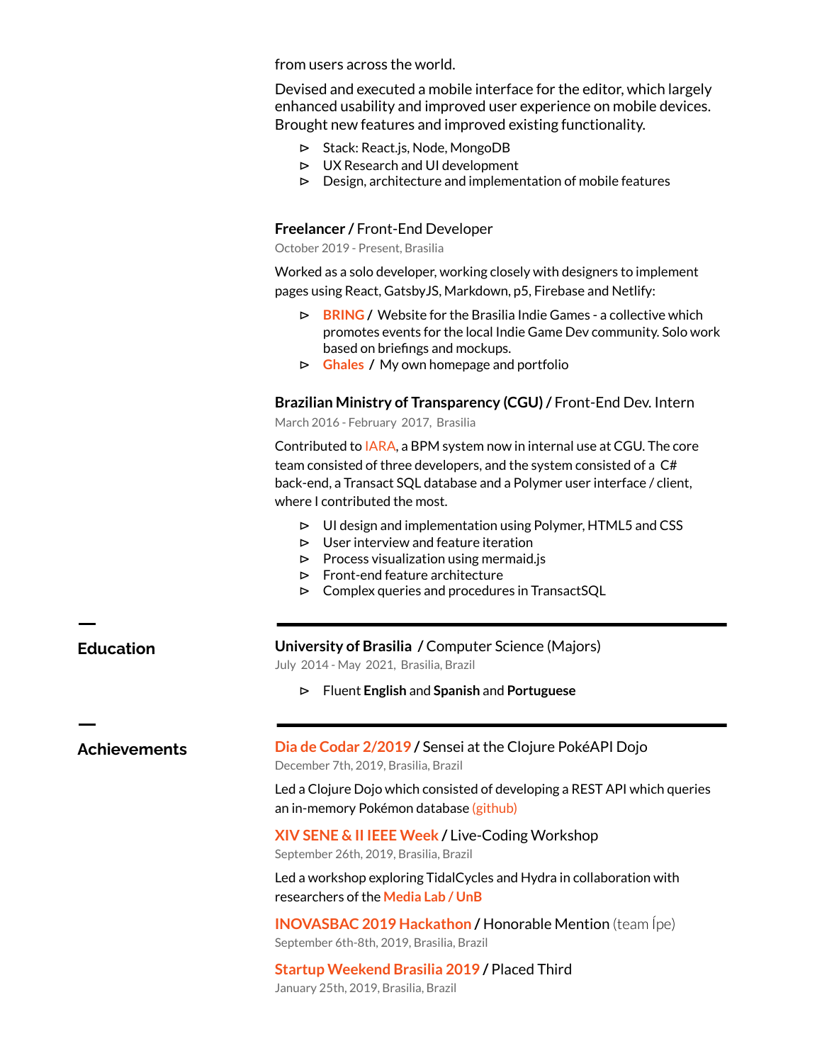from users across the world.

Devised and executed a mobile interface for the editor, which largely enhanced usability and improved user experience on mobile devices. Brought new features and improved existing functionality.

- Stack: React.js, Node, MongoDB
- UX Research and UI development
- Design, architecture and implementation of mobile features

### **Freelancer** / Front-End Developer

October 2019 - Present, Brasilia

Worked as a solo developer, working closely with designers to implement pages using React, GatsbyJS, Markdown, p5, Firebase and Netlify:

- **BRING** / Website for the Brasilia Indie Games - a collective which promotes events for the local Indie Game Dev community. Solo work based on briefings and mockups.
- **Ghales** / My own homepage and portfolio

### **Brazilian Ministry of Transparency (CGU)** / Front-End Dev. Intern

March 2016 - February 2017, Brasilia

Contributed to IARA, a BPM system now in internal use at CGU. The core team consisted of three developers, and the system consisted of a C# back-end, a Transact SQL database and a Polymer user interface / client, where I contributed the most.

- UI design and implementation using Polymer, HTML5 and CSS
- User interview and feature iteration
- Process visualization using mermaid.js
- Front-end feature architecture
- Complex queries and procedures in TransactSQL

## Education

### **University of Brasilia** / Computer Science (Majors)

July 2014 - May 2021, Brasilia, Brazil

- Fluent **English** and **Spanish** and **Portuguese**

## Achievements

### **Dia de Codar 2/2019** / Sensei at the Clojure PokéAPI Dojo

December 7th, 2019, Brasilia, Brazil

Led a Clojure Dojo which consisted of developing a REST API which queries an in-memory Pokémon database (github)

### **XIV SENE & II IEEE Week** / Live-Coding Workshop

September 26th, 2019, Brasilia, Brazil

Led a workshop exploring TidalCycles and Hydra in collaboration with researchers of the **Media Lab / UnB**

### **INOVASBAC 2019 Hackathon** / Honorable Mention (team Ípe)

September 6th-8th, 2019, Brasilia, Brazil

### **Startup Weekend Brasilia 2019** / Placed Third

January 25th, 2019, Brasilia, Brazil